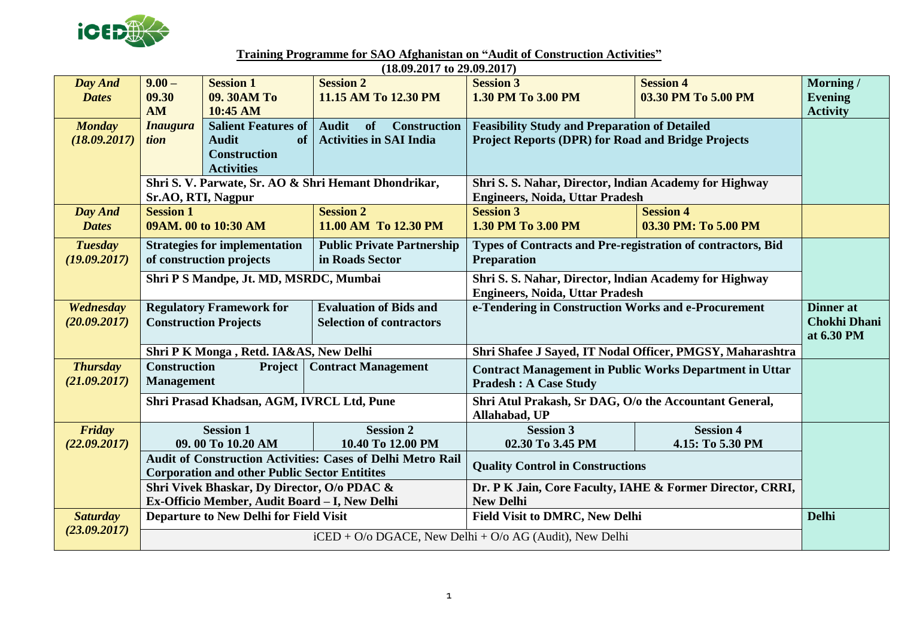**Training Programme for SAO Afghanistan on "Audit of Construction Activities"**

**(18.09.2017 to 29.09.2017)**

| *Day And Dates* | 9.00 – 09.30 AM | Session 1 09. 30AM To 10:45 AM | Session 2 11.15 AM To 12.30 PM | Session 3 1.30 PM To 3.00 PM | Session 4 03.30 PM To 5.00 PM | Morning / Evening Activity |
|---|---|---|---|---|---|---|
| *Monday (18.09.2017)* | *Inauguration* | Salient Features of Audit of Construction Activities | Audit of Construction Activities in SAI India | Feasibility Study and Preparation of Detailed Project Reports (DPR) for Road and Bridge Projects | | |
| | Shri S. V. Parwate, Sr. AO & Shri Hemant Dhondrikar, Sr.AO, RTI, Nagpur | | | Shri S. S. Nahar, Director, Indian Academy for Highway Engineers, Noida, Uttar Pradesh | | |
| *Day And Dates* | Session 1 09AM. 00 to 10:30 AM | | Session 2 11.00 AM To 12.30 PM | Session 3 1.30 PM To 3.00 PM | Session 4 03.30 PM: To 5.00 PM | |
| *Tuesday (19.09.2017)* | Strategies for implementation of construction projects | | Public Private Partnership in Roads Sector | Types of Contracts and Pre-registration of contractors, Bid Preparation | | |
| | Shri P S Mandpe, Jt. MD, MSRDC, Mumbai | | | Shri S. S. Nahar, Director, Indian Academy for Highway Engineers, Noida, Uttar Pradesh | | |
| *Wednesday (20.09.2017)* | Regulatory Framework for Construction Projects | | Evaluation of Bids and Selection of contractors | e-Tendering in Construction Works and e-Procurement | | Dinner at Chokhi Dhani at 6.30 PM |
| | Shri P K Monga , Retd. IA&AS, New Delhi | | | Shri Shafee J Sayed, IT Nodal Officer, PMGSY, Maharashtra | | |
| *Thursday (21.09.2017)* | Construction Project Management | | Contract Management | Contract Management in Public Works Department in Uttar Pradesh : A Case Study | | |
| | Shri Prasad Khadsan, AGM, IVRCL Ltd, Pune | | | Shri Atul Prakash, Sr DAG, O/o the Accountant General, Allahabad, UP | | |
| *Friday (22.09.2017)* | Session 1 09. 00 To 10.20 AM | | Session 2 10.40 To 12.00 PM | Session 3 02.30 To 3.45 PM | Session 4 4.15: To 5.30 PM | |
| | Audit of Construction Activities: Cases of Delhi Metro Rail Corporation and other Public Sector Entitites | | | Quality Control in Constructions | | |
| | Shri Vivek Bhaskar, Dy Director, O/o PDAC & Ex-Officio Member, Audit Board – I, New Delhi | | | Dr. P K Jain, Core Faculty, IAHE & Former Director, CRRI, New Delhi | | |
| *Saturday (23.09.2017)* | Departure to New Delhi for Field Visit | | | Field Visit to DMRC, New Delhi | | Delhi |
| | iCED + O/o DGACE, New Delhi + O/o AG (Audit), New Delhi | | | | | |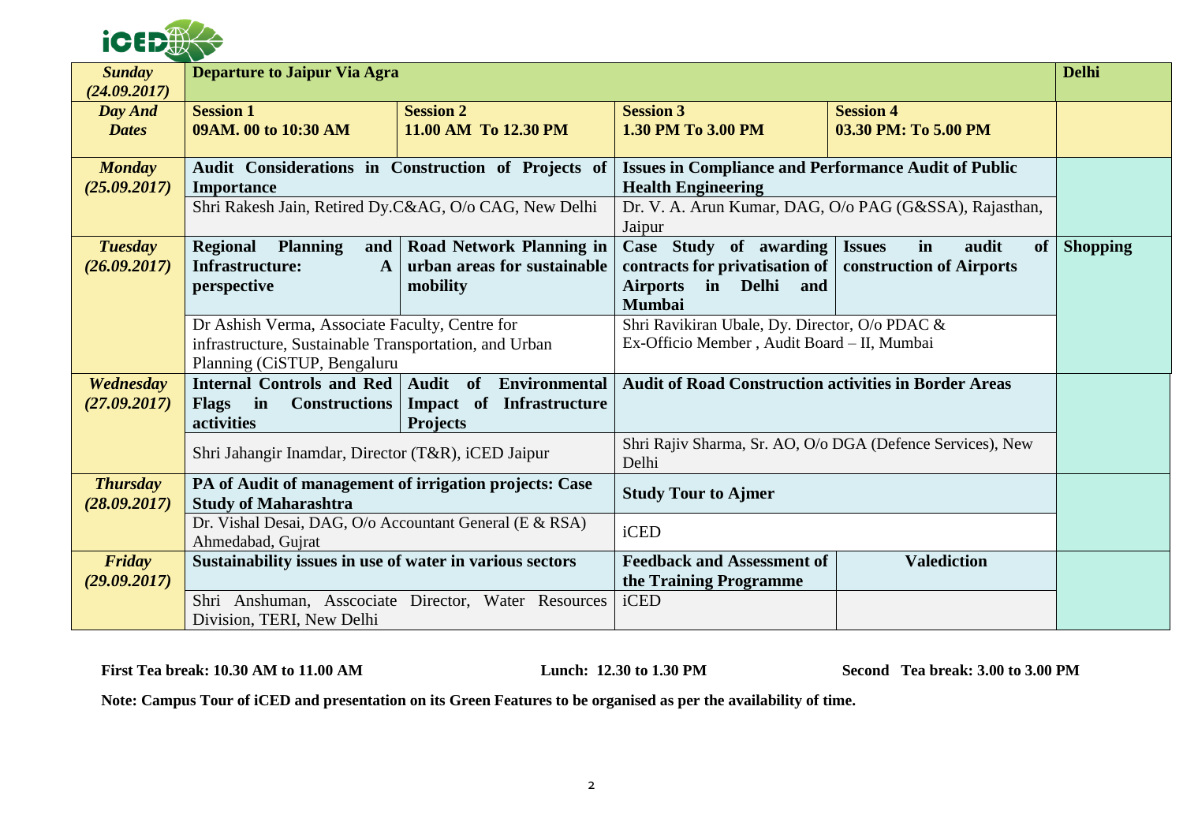| Day And Dates | Session 1 09AM. 00 to 10:30 AM | Session 2 11.00 AM To 12.30 PM | Session 3 1.30 PM To 3.00 PM | Session 4 03.30 PM: To 5.00 PM | |
|---|---|---|---|---|---|
| ***Sunday (24.09.2017)*** | **Departure to Jaipur Via Agra** | | | | **Delhi** |
| ***Monday (25.09.2017)*** | **Audit Considerations in Construction of Projects of Importance** | | **Issues in Compliance and Performance Audit of Public Health Engineering** | | |
| | Shri Rakesh Jain, Retired Dy.C&AG, O/o CAG, New Delhi | | Dr. V. A. Arun Kumar, DAG, O/o PAG (G&SSA), Rajasthan, Jaipur | | |
| ***Tuesday (26.09.2017)*** | **Regional Planning and Infrastructure: A perspective** | **Road Network Planning in urban areas for sustainable mobility** | **Case Study of awarding contracts for privatisation of Airports in Delhi and Mumbai** | **Issues in audit of construction of Airports** | **Shopping** |
| | Dr Ashish Verma, Associate Faculty, Centre for infrastructure, Sustainable Transportation, and Urban Planning (CiSTUP, Bengaluru | | Shri Ravikiran Ubale, Dy. Director, O/o PDAC & Ex-Officio Member , Audit Board – II, Mumbai | | |
| ***Wednesday (27.09.2017)*** | **Internal Controls and Red Flags in Constructions activities** | **Audit of Environmental Impact of Infrastructure Projects** | **Audit of Road Construction activities in Border Areas** | | |
| | Shri Jahangir Inamdar, Director (T&R), iCED Jaipur | | Shri Rajiv Sharma, Sr. AO, O/o DGA (Defence Services), New Delhi | | |
| ***Thursday (28.09.2017)*** | **PA of Audit of management of irrigation projects: Case Study of Maharashtra** | | **Study Tour to Ajmer** | | |
| | Dr. Vishal Desai, DAG, O/o Accountant General (E & RSA) Ahmedabad, Gujrat | | iCED | | |
| ***Friday (29.09.2017)*** | **Sustainability issues in use of water in various sectors** | | **Feedback and Assessment of the Training Programme** | **Valediction** | |
| | Shri Anshuman, Asscociate Director, Water Resources Division, TERI, New Delhi | | iCED | | |

**First Tea break: 10.30 AM to 11.00 AM** **Lunch: 12.30 to 1.30 PM** **Second Tea break: 3.00 to 3.00 PM**

**Note: Campus Tour of iCED and presentation on its Green Features to be organised as per the availability of time.**